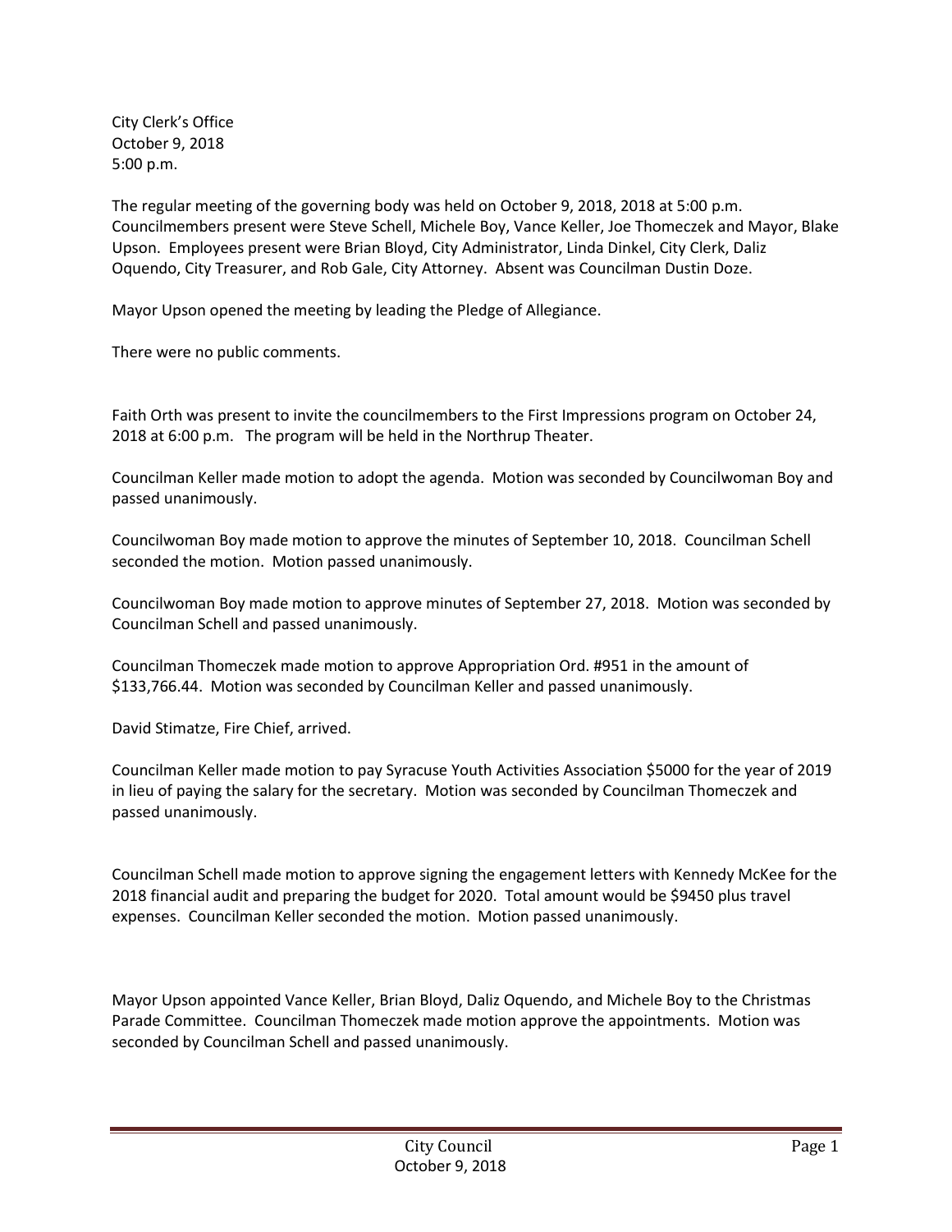City Clerk's Office
October 9, 2018
5:00 p.m.

The regular meeting of the governing body was held on October 9, 2018, 2018 at 5:00 p.m. Councilmembers present were Steve Schell, Michele Boy, Vance Keller, Joe Thomeczek and Mayor, Blake Upson. Employees present were Brian Bloyd, City Administrator, Linda Dinkel, City Clerk, Daliz Oquendo, City Treasurer, and Rob Gale, City Attorney. Absent was Councilman Dustin Doze.

Mayor Upson opened the meeting by leading the Pledge of Allegiance.

There were no public comments.

Faith Orth was present to invite the councilmembers to the First Impressions program on October 24, 2018 at 6:00 p.m. The program will be held in the Northrup Theater.

Councilman Keller made motion to adopt the agenda. Motion was seconded by Councilwoman Boy and passed unanimously.

Councilwoman Boy made motion to approve the minutes of September 10, 2018. Councilman Schell seconded the motion. Motion passed unanimously.

Councilwoman Boy made motion to approve minutes of September 27, 2018. Motion was seconded by Councilman Schell and passed unanimously.

Councilman Thomeczek made motion to approve Appropriation Ord. #951 in the amount of $133,766.44. Motion was seconded by Councilman Keller and passed unanimously.

David Stimatze, Fire Chief, arrived.

Councilman Keller made motion to pay Syracuse Youth Activities Association $5000 for the year of 2019 in lieu of paying the salary for the secretary. Motion was seconded by Councilman Thomeczek and passed unanimously.

Councilman Schell made motion to approve signing the engagement letters with Kennedy McKee for the 2018 financial audit and preparing the budget for 2020. Total amount would be $9450 plus travel expenses. Councilman Keller seconded the motion. Motion passed unanimously.

Mayor Upson appointed Vance Keller, Brian Bloyd, Daliz Oquendo, and Michele Boy to the Christmas Parade Committee. Councilman Thomeczek made motion approve the appointments. Motion was seconded by Councilman Schell and passed unanimously.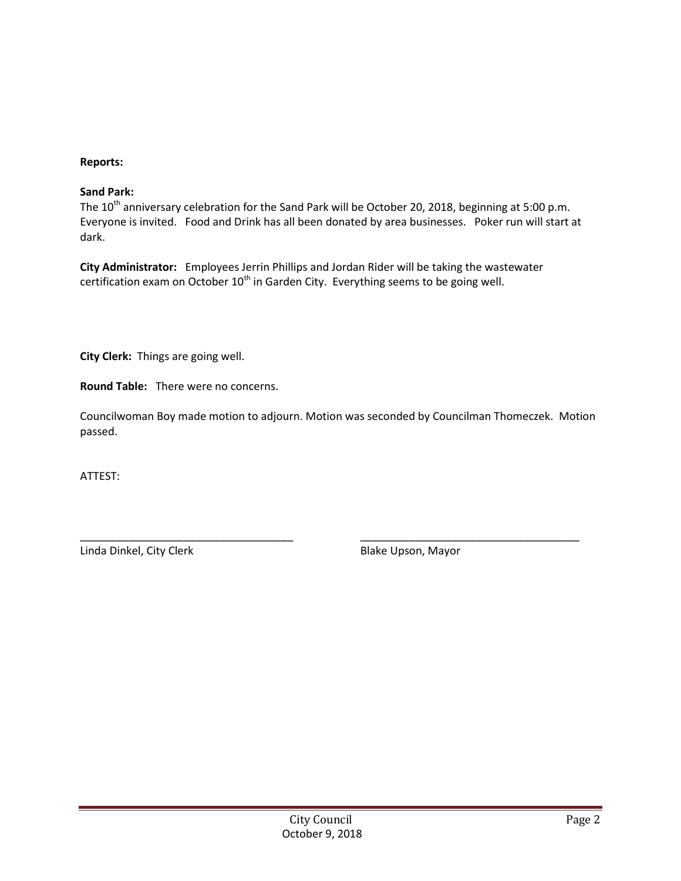**Reports:**

**Sand Park:**
The 10th anniversary celebration for the Sand Park will be October 20, 2018, beginning at 5:00 p.m. Everyone is invited. Food and Drink has all been donated by area businesses. Poker run will start at dark.

**City Administrator:** Employees Jerrin Phillips and Jordan Rider will be taking the wastewater certification exam on October 10th in Garden City. Everything seems to be going well.

**City Clerk:** Things are going well.

**Round Table:** There were no concerns.

Councilwoman Boy made motion to adjourn. Motion was seconded by Councilman Thomeczek. Motion passed.

ATTEST:

___________________________________ ___________________________________

Linda Dinkel, City Clerk Blake Upson, Mayor